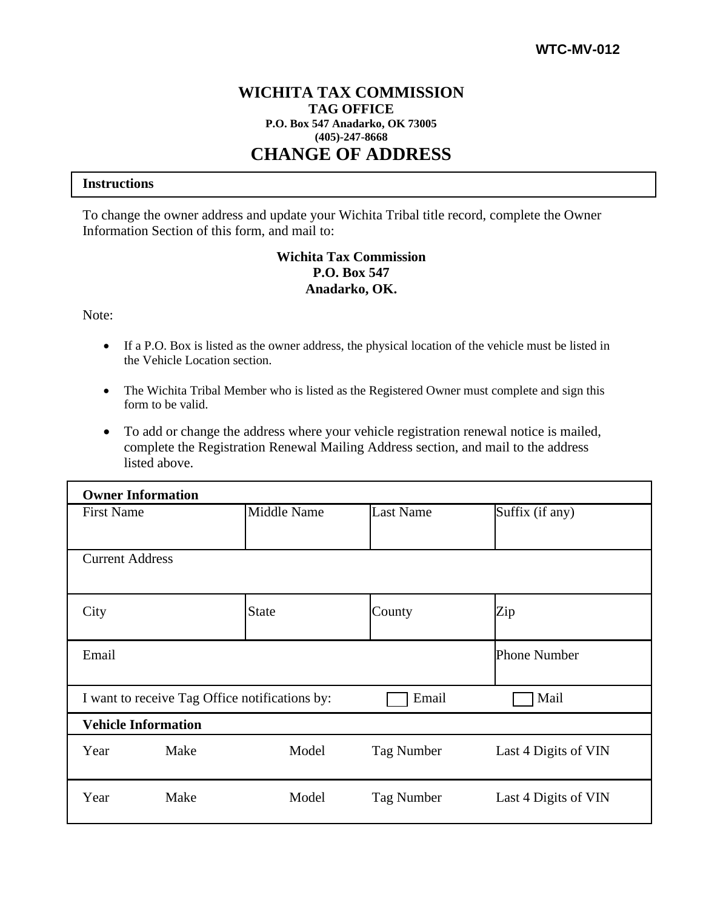WTC-MV-012

# WICHITA TAX COMMISSION

**TAG OFFICE**
**P.O. Box 547 Anadarko, OK 73005**
**(405)-247-8668**

# CHANGE OF ADDRESS

**Instructions**

To change the owner address and update your Wichita Tribal title record, complete the Owner Information Section of this form, and mail to:

**Wichita Tax Commission**
**P.O. Box 547**
**Anadarko, OK.**

Note:

- If a P.O. Box is listed as the owner address, the physical location of the vehicle must be listed in the Vehicle Location section.
- The Wichita Tribal Member who is listed as the Registered Owner must complete and sign this form to be valid.
- To add or change the address where your vehicle registration renewal notice is mailed, complete the Registration Renewal Mailing Address section, and mail to the address listed above.

| **Owner Information** | | | |
|---|---|---|---|
| First Name | Middle Name | Last Name | Suffix (if any) |
| Current Address | | | |
| City | State | County | Zip |
| Email | | | Phone Number |
| I want to receive Tag Office notifications by: | ☐ Email | ☐ Mail | |

| **Vehicle Information** | | | | |
|---|---|---|---|---|
| Year | Make | Model | Tag Number | Last 4 Digits of VIN |
| Year | Make | Model | Tag Number | Last 4 Digits of VIN |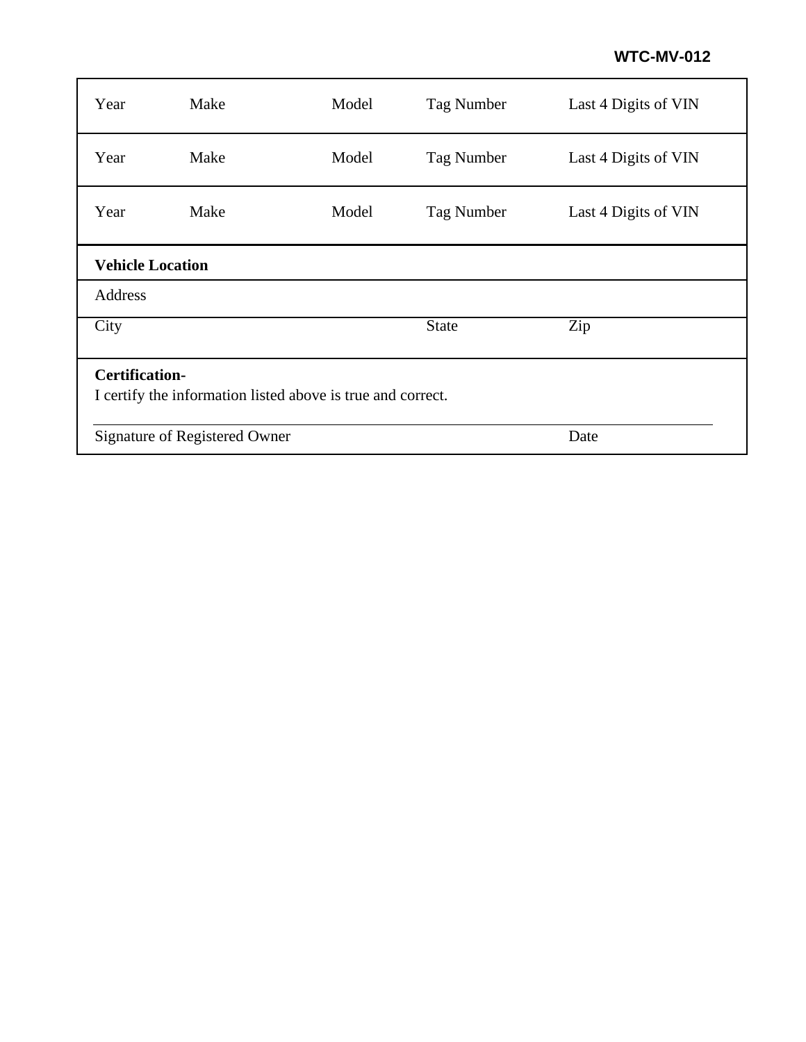**WTC-MV-012**

| | | | | |
|---|---|---|---|---|
| Year | Make | Model | Tag Number | Last 4 Digits of VIN |
| Year | Make | Model | Tag Number | Last 4 Digits of VIN |
| Year | Make | Model | Tag Number | Last 4 Digits of VIN |

**Vehicle Location**

| | | |
|---|---|---|
| Address | | |
| City | State | Zip |

**Certification-**

I certify the information listed above is true and correct.

Signature of Registered Owner                                        Date